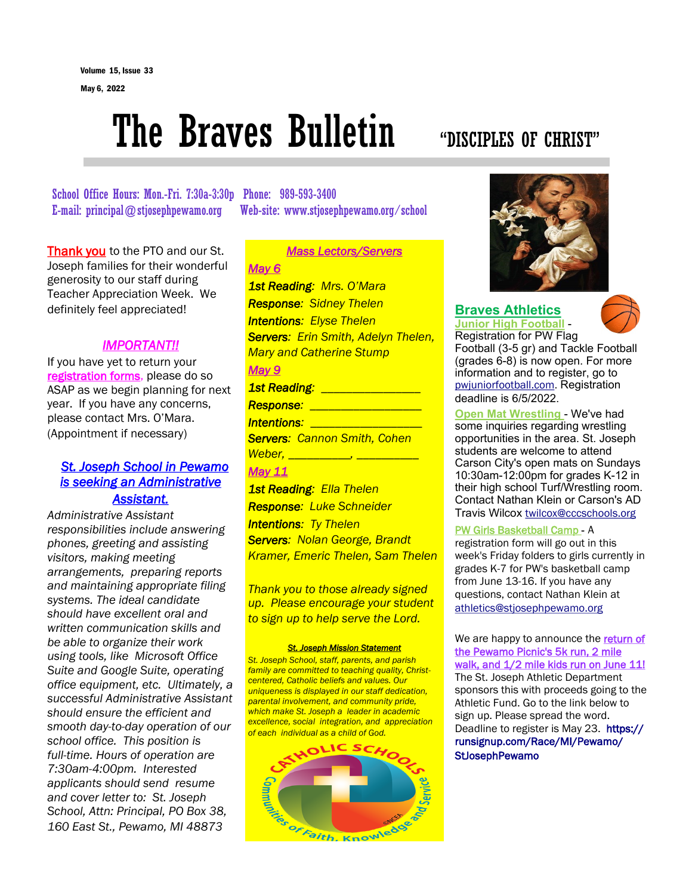Volume 15, Issue 33

May 6, 2022

# The Braves Bulletin

"DISCIPLES OF CHRIST"

School Office Hours: Mon.-Fri. 7:30a-3:30p Phone: 989-593-3400
E-mail: principal@stjosephpewamo.org Web-site: www.stjosephpewamo.org/school

Thank you to the PTO and our St. Joseph families for their wonderful generosity to our staff during Teacher Appreciation Week. We definitely feel appreciated!

### *IMPORTANT!!*

If you have yet to return your registration forms, please do so ASAP as we begin planning for next year. If you have any concerns, please contact Mrs. O'Mara. (Appointment if necessary)

### *St. Joseph School in Pewamo is seeking an Administrative Assistant.*

*Administrative Assistant responsibilities include answering phones, greeting and assisting visitors, making meeting arrangements, preparing reports and maintaining appropriate filing systems. The ideal candidate should have excellent oral and written communication skills and be able to organize their work using tools, like Microsoft Office Suite and Google Suite, operating office equipment, etc. Ultimately, a successful Administrative Assistant should ensure the efficient and smooth day-to-day operation of our school office. This position is full-time. Hours of operation are 7:30am-4:00pm. Interested applicants should send resume and cover letter to: St. Joseph School, Attn: Principal, PO Box 38, 160 East St., Pewamo, MI 48873*

### *Mass Lectors/Servers*

*May 6*

*1st Reading: Mrs. O'Mara*
*Response: Sidney Thelen*
*Intentions: Elyse Thelen*
*Servers: Erin Smith, Adelyn Thelen, Mary and Catherine Stump*

*May 9*

*1st Reading: ______________*
*Response: ________________*
*Intentions: ________________*
*Servers: Cannon Smith, Cohen Weber, __________, __________*

*May 11*

*1st Reading: Ella Thelen*
*Response: Luke Schneider*
*Intentions: Ty Thelen*
*Servers: Nolan George, Brandt Kramer, Emeric Thelen, Sam Thelen*

*Thank you to those already signed up. Please encourage your student to sign up to help serve the Lord.*

**St. Joseph Mission Statement**

*St. Joseph School, staff, parents, and parish family are committed to teaching quality, Christ-centered, Catholic beliefs and values. Our uniqueness is displayed in our staff dedication, parental involvement, and community pride, which make St. Joseph a leader in academic excellence, social integration, and appreciation of each individual as a child of God.*

Catholic Schools — Communities of Faith, Knowledge and Service

## Braves Athletics

**Junior High Football** - Registration for PW Flag Football (3-5 gr) and Tackle Football (grades 6-8) is now open. For more information and to register, go to pwjuniorfootball.com. Registration deadline is 6/5/2022.

**Open Mat Wrestling** - We've had some inquiries regarding wrestling opportunities in the area. St. Joseph students are welcome to attend Carson City's open mats on Sundays 10:30am-12:00pm for grades K-12 in their high school Turf/Wrestling room. Contact Nathan Klein or Carson's AD Travis Wilcox twilcox@cccschools.org

**PW Girls Basketball Camp** - A registration form will go out in this week's Friday folders to girls currently in grades K-7 for PW's basketball camp from June 13-16. If you have any questions, contact Nathan Klein at athletics@stjosephpewamo.org

We are happy to announce the return of the Pewamo Picnic's 5k run, 2 mile walk, and 1/2 mile kids run on June 11! The St. Joseph Athletic Department sponsors this with proceeds going to the Athletic Fund. Go to the link below to sign up. Please spread the word. Deadline to register is May 23. https://runsignup.com/Race/MI/Pewamo/StJosephPewamo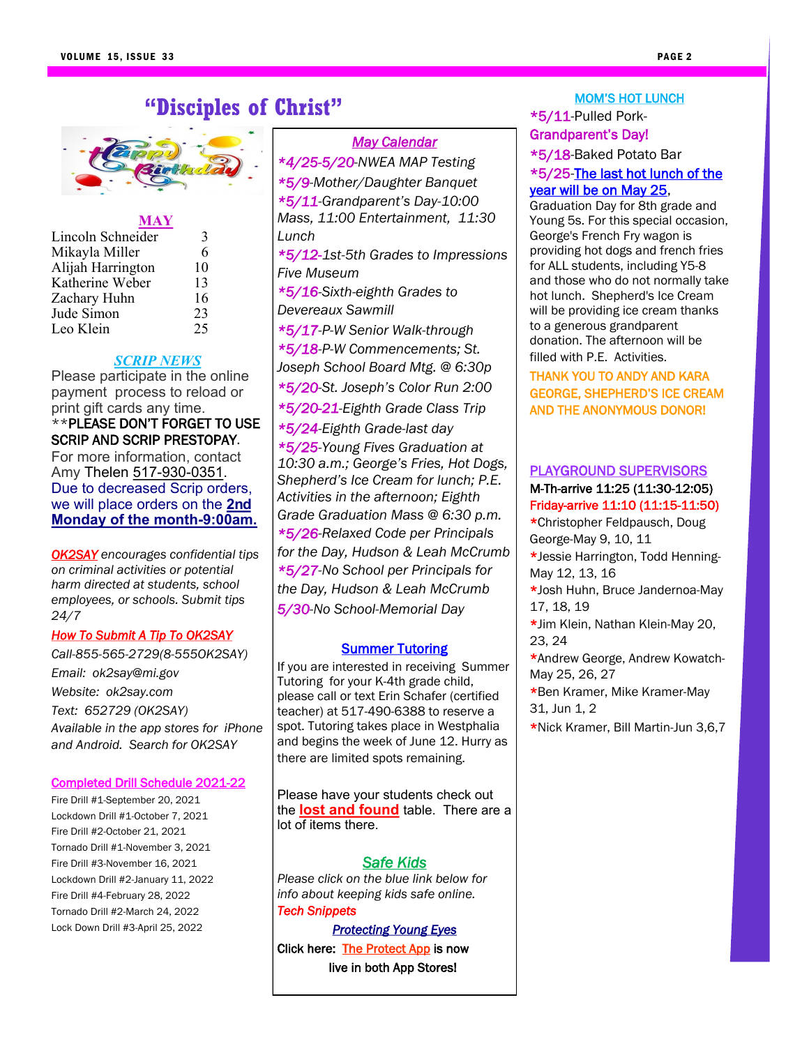# "Disciples of Christ"

## MAY

| | |
|---|---|
| Lincoln Schneider | 3 |
| Mikayla Miller | 6 |
| Alijah Harrington | 10 |
| Katherine Weber | 13 |
| Zachary Huhn | 16 |
| Jude Simon | 23 |
| Leo Klein | 25 |

### *SCRIP NEWS*

Please participate in the online payment process to reload or print gift cards any time.

**PLEASE DON'T FORGET TO USE SCRIP AND SCRIP PRESTOPAY.

For more information, contact Amy Thelen 517-930-0351.

Due to decreased Scrip orders, we will place orders on the **2nd Monday of the month-9:00am.**

***OK2SAY*** *encourages confidential tips on criminal activities or potential harm directed at students, school employees, or schools. Submit tips 24/7*

***How To Submit A Tip To OK2SAY***

*Call-855-565-2729(8-5550K2SAY)*

*Email: ok2say@mi.gov*

*Website: ok2say.com*

*Text: 652729 (OK2SAY)*

*Available in the app stores for iPhone and Android. Search for OK2SAY*

### Completed Drill Schedule 2021-22

Fire Drill #1-September 20, 2021
Lockdown Drill #1-October 7, 2021
Fire Drill #2-October 21, 2021
Tornado Drill #1-November 3, 2021
Fire Drill #3-November 16, 2021
Lockdown Drill #2-January 11, 2022
Fire Drill #4-February 28, 2022
Tornado Drill #2-March 24, 2022
Lock Down Drill #3-April 25, 2022

### *May Calendar*

*\*4/25-5/20-NWEA MAP Testing*
*\*5/9-Mother/Daughter Banquet*
*\*5/11-Grandparent's Day-10:00 Mass, 11:00 Entertainment, 11:30 Lunch*
*\*5/12-1st-5th Grades to Impressions Five Museum*
*\*5/16-Sixth-eighth Grades to Devereaux Sawmill*
*\*5/17-P-W Senior Walk-through*
*\*5/18-P-W Commencements; St. Joseph School Board Mtg. @ 6:30p*
*\*5/20-St. Joseph's Color Run 2:00*
*\*5/20-21-Eighth Grade Class Trip*
*\*5/24-Eighth Grade-last day*
*\*5/25-Young Fives Graduation at 10:30 a.m.; George's Fries, Hot Dogs, Shepherd's Ice Cream for lunch; P.E. Activities in the afternoon; Eighth Grade Graduation Mass @ 6:30 p.m.*
*\*5/26-Relaxed Code per Principals for the Day, Hudson & Leah McCrumb*
*\*5/27-No School per Principals for the Day, Hudson & Leah McCrumb*
*5/30-No School-Memorial Day*

### Summer Tutoring

If you are interested in receiving Summer Tutoring for your K-4th grade child, please call or text Erin Schafer (certified teacher) at 517-490-6388 to reserve a spot. Tutoring takes place in Westphalia and begins the week of June 12. Hurry as there are limited spots remaining.

Please have your students check out the **lost and found** table. There are a lot of items there.

### *Safe Kids*

*Please click on the blue link below for info about keeping kids safe online.*

***Tech Snippets***

***Protecting Young Eyes***

**Click here: The Protect App is now live in both App Stores!**

### MOM'S HOT LUNCH

\*5/11-Pulled Pork-
Grandparent's Day!
\*5/18-Baked Potato Bar
\*5/25-The last hot lunch of the year will be on May 25,
Graduation Day for 8th grade and Young 5s. For this special occasion, George's French Fry wagon is providing hot dogs and french fries for ALL students, including Y5-8 and those who do not normally take hot lunch. Shepherd's Ice Cream will be providing ice cream thanks to a generous grandparent donation. The afternoon will be filled with P.E. Activities.

THANK YOU TO ANDY AND KARA GEORGE, SHEPHERD'S ICE CREAM AND THE ANONYMOUS DONOR!

### PLAYGROUND SUPERVISORS

M-Th-arrive 11:25 (11:30-12:05)
Friday-arrive 11:10 (11:15-11:50)

\*Christopher Feldpausch, Doug George-May 9, 10, 11
\*Jessie Harrington, Todd Henning-May 12, 13, 16
\*Josh Huhn, Bruce Jandernoa-May 17, 18, 19
\*Jim Klein, Nathan Klein-May 20, 23, 24
\*Andrew George, Andrew Kowatch-May 25, 26, 27
\*Ben Kramer, Mike Kramer-May 31, Jun 1, 2
\*Nick Kramer, Bill Martin-Jun 3,6,7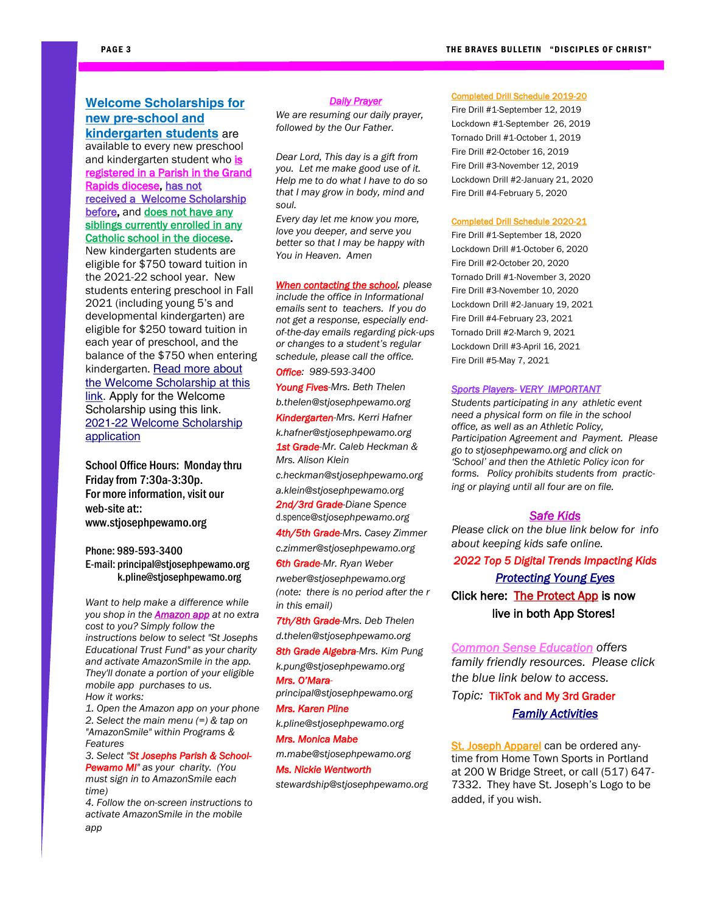**Welcome Scholarships for new pre-school and kindergarten students** are available to every new preschool and kindergarten student who is registered in a Parish in the Grand Rapids diocese, has not received a Welcome Scholarship before, and does not have any siblings currently enrolled in any Catholic school in the diocese. New kindergarten students are eligible for $750 toward tuition in the 2021-22 school year. New students entering preschool in Fall 2021 (including young 5's and developmental kindergarten) are eligible for $250 toward tuition in each year of preschool, and the balance of the $750 when entering kindergarten. Read more about the Welcome Scholarship at this link. Apply for the Welcome Scholarship using this link. 2021-22 Welcome Scholarship application

**School Office Hours: Monday thru Friday from 7:30a-3:30p.**
**For more information, visit our web-site at:: www.stjosephpewamo.org**

**Phone: 989-593-3400**
**E-mail: principal@stjosephpewamo.org**
**k.pline@stjosephpewamo.org**

*Want to help make a difference while you shop in the **Amazon app** at no extra cost to you? Simply follow the instructions below to select "St Josephs Educational Trust Fund" as your charity and activate AmazonSmile in the app. They'll donate a portion of your eligible mobile app purchases to us.*
*How it works:*
*1. Open the Amazon app on your phone*
*2. Select the main menu (=) & tap on "AmazonSmile" within Programs & Features*
*3. Select "**St Josephs Parish & School-Pewamo MI**" as your charity. (You must sign in to AmazonSmile each time)*
*4. Follow the on-screen instructions to activate AmazonSmile in the mobile app*

***Daily Prayer***

*We are resuming our daily prayer, followed by the Our Father.*

*Dear Lord, This day is a gift from you. Let me make good use of it. Help me to do what I have to do so that I may grow in body, mind and soul.*
*Every day let me know you more, love you deeper, and serve you better so that I may be happy with You in Heaven. Amen*

***When contacting the school**, please include the office in Informational emails sent to teachers. If you do not get a response, especially end-of-the-day emails regarding pick-ups or changes to a student's regular schedule, please call the office.*

***Office**: 989-593-3400*
***Young Fives**-Mrs. Beth Thelen*
*b.thelen@stjosephpewamo.org*
***Kindergarten**-Mrs. Kerri Hafner*
*k.hafner@stjosephpewamo.org*
***1st Grade**-Mr. Caleb Heckman & Mrs. Alison Klein*
*c.heckman@stjosephpewamo.org*
*a.klein@stjosephpewamo.org*
***2nd/3rd Grade**-Diane Spence*
*d.spence@stjosephpewamo.org*
***4th/5th Grade**-Mrs. Casey Zimmer*
*c.zimmer@stjosephpewamo.org*
***6th Grade**-Mr. Ryan Weber*
*rweber@stjosephpewamo.org*
*(note: there is no period after the r in this email)*
***7th/8th Grade**-Mrs. Deb Thelen*
*d.thelen@stjosephpewamo.org*
***8th Grade Algebra**-Mrs. Kim Pung*
*k.pung@stjosephpewamo.org*
***Mrs. O'Mara**-*
*principal@stjosephpewamo.org*
***Mrs. Karen Pline***
*k.pline@stjosephpewamo.org*
***Mrs. Monica Mabe***
*m.mabe@stjosephpewamo.org*
***Ms. Nickie Wentworth***
*stewardship@stjosephpewamo.org*

**Completed Drill Schedule 2019-20**

Fire Drill #1-September 12, 2019
Lockdown #1-September 26, 2019
Tornado Drill #1-October 1, 2019
Fire Drill #2-October 16, 2019
Fire Drill #3-November 12, 2019
Lockdown Drill #2-January 21, 2020
Fire Drill #4-February 5, 2020

**Completed Drill Schedule 2020-21**

Fire Drill #1-September 18, 2020
Lockdown Drill #1-October 6, 2020
Fire Drill #2-October 20, 2020
Tornado Drill #1-November 3, 2020
Fire Drill #3-November 10, 2020
Lockdown Drill #2-January 19, 2021
Fire Drill #4-February 23, 2021
Tornado Drill #2-March 9, 2021
Lockdown Drill #3-April 16, 2021
Fire Drill #5-May 7, 2021

***Sports Players- VERY IMPORTANT***

*Students participating in any athletic event need a physical form on file in the school office, as well as an Athletic Policy, Participation Agreement and Payment. Please go to stjosephpewamo.org and click on 'School' and then the Athletic Policy icon for forms. Policy prohibits students from practicing or playing until all four are on file.*

***Safe Kids***

*Please click on the blue link below for info about keeping kids safe online.*

***2022 Top 5 Digital Trends Impacting Kids***

***Protecting Young Eyes***

**Click here: The Protect App is now live in both App Stores!**

*Common Sense Education offers family friendly resources. Please click the blue link below to access.*

*Topic:* **TikTok and My 3rd Grader**

***Family Activities***

St. Joseph Apparel can be ordered anytime from Home Town Sports in Portland at 200 W Bridge Street, or call (517) 647-7332. They have St. Joseph's Logo to be added, if you wish.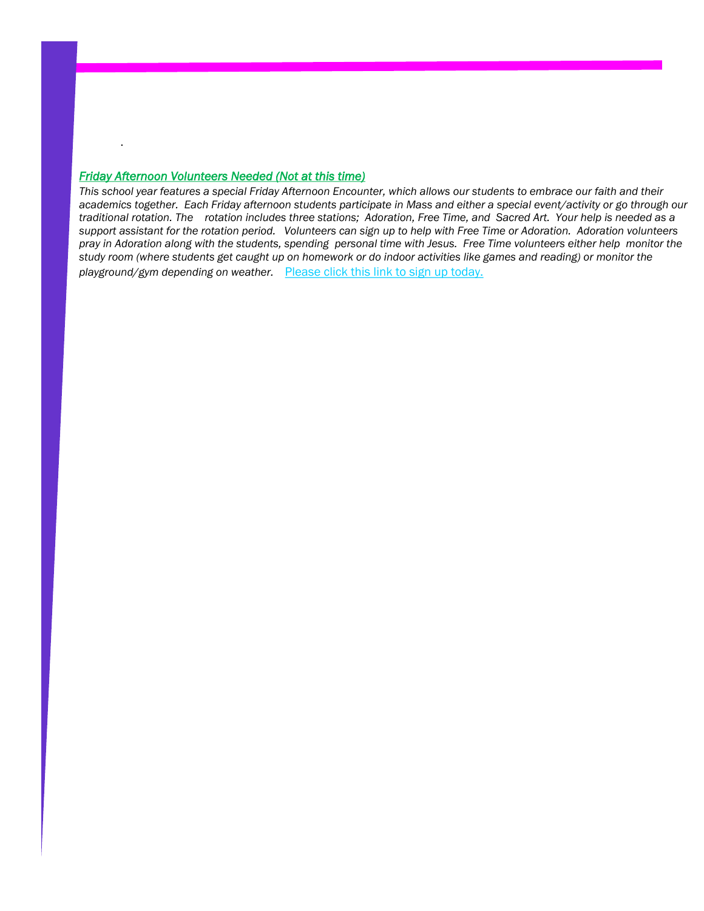.

***Friday Afternoon Volunteers Needed (Not at this time)***

*This school year features a special Friday Afternoon Encounter, which allows our students to embrace our faith and their academics together. Each Friday afternoon students participate in Mass and either a special event/activity or go through our traditional rotation. The rotation includes three stations; Adoration, Free Time, and Sacred Art. Your help is needed as a support assistant for the rotation period. Volunteers can sign up to help with Free Time or Adoration. Adoration volunteers pray in Adoration along with the students, spending personal time with Jesus. Free Time volunteers either help monitor the study room (where students get caught up on homework or do indoor activities like games and reading) or monitor the playground/gym depending on weather.* Please click this link to sign up today.